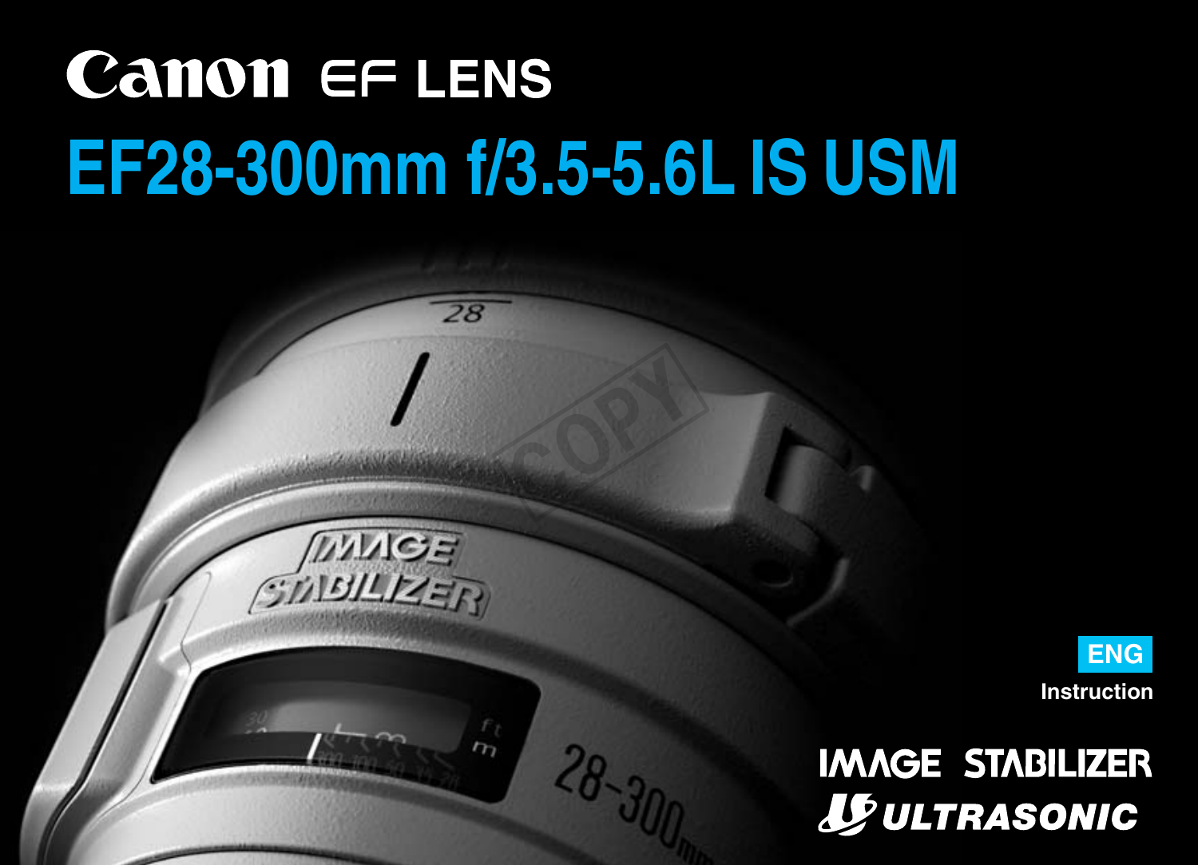# Canon EF LENS

# EF28-300mm f/3.5-5.6L IS USM

**ENG**

**Instruction**

IMAGE STABILIZER

ULTRASONIC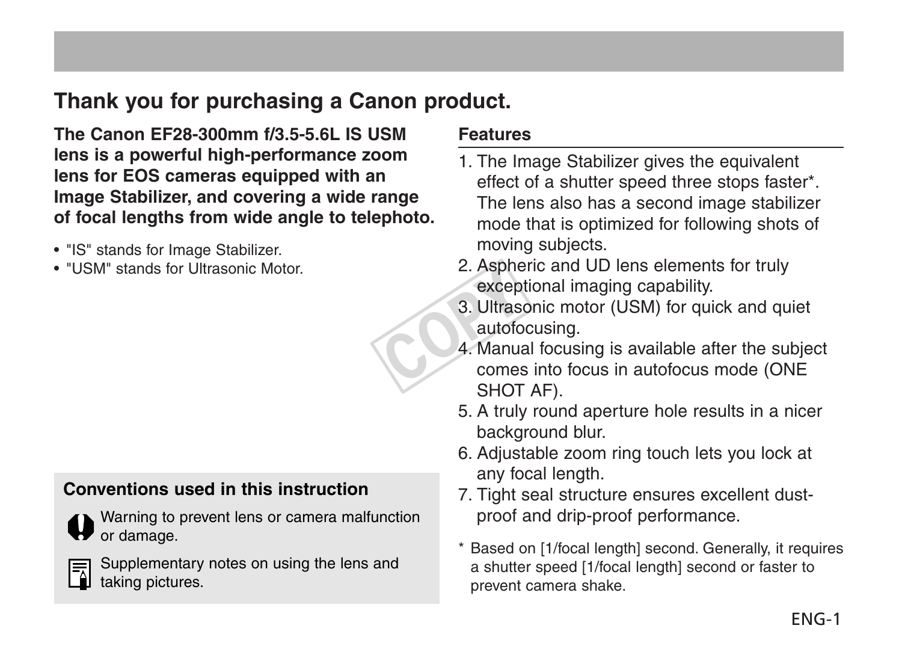## Thank you for purchasing a Canon product.

**The Canon EF28-300mm f/3.5-5.6L IS USM lens is a powerful high-performance zoom lens for EOS cameras equipped with an Image Stabilizer, and covering a wide range of focal lengths from wide angle to telephoto.**

- "IS" stands for Image Stabilizer.
- "USM" stands for Ultrasonic Motor.

### Conventions used in this instruction

Warning to prevent lens or camera malfunction or damage.

Supplementary notes on using the lens and taking pictures.

### Features

1. The Image Stabilizer gives the equivalent effect of a shutter speed three stops faster*. The lens also has a second image stabilizer mode that is optimized for following shots of moving subjects.
2. Aspheric and UD lens elements for truly exceptional imaging capability.
3. Ultrasonic motor (USM) for quick and quiet autofocusing.
4. Manual focusing is available after the subject comes into focus in autofocus mode (ONE SHOT AF).
5. A truly round aperture hole results in a nicer background blur.
6. Adjustable zoom ring touch lets you lock at any focal length.
7. Tight seal structure ensures excellent dust-proof and drip-proof performance.

\* Based on [1/focal length] second. Generally, it requires a shutter speed [1/focal length] second or faster to prevent camera shake.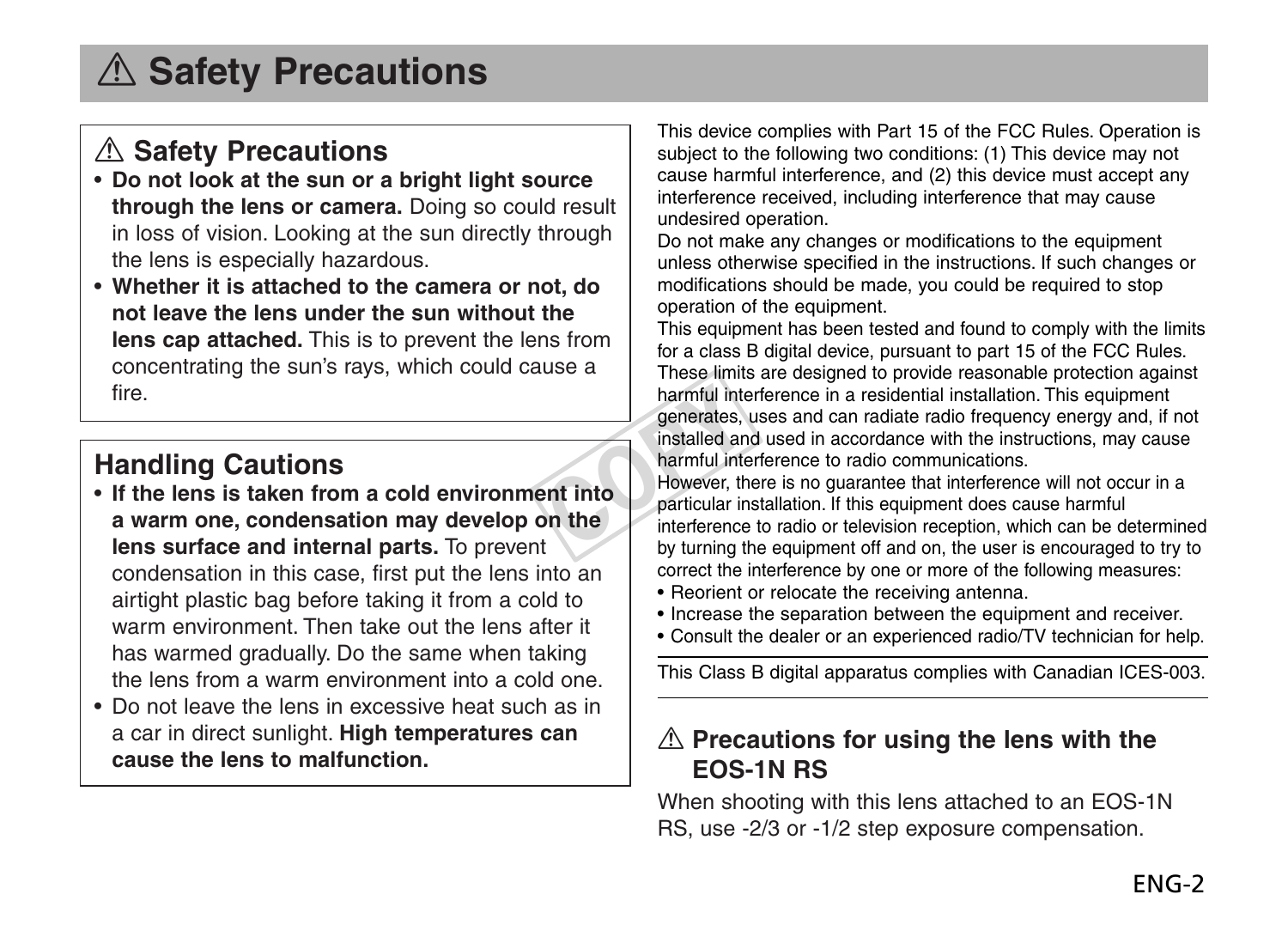# ⚠ Safety Precautions

## ⚠ Safety Precautions

- **Do not look at the sun or a bright light source through the lens or camera.** Doing so could result in loss of vision. Looking at the sun directly through the lens is especially hazardous.
- **Whether it is attached to the camera or not, do not leave the lens under the sun without the lens cap attached.** This is to prevent the lens from concentrating the sun's rays, which could cause a fire.

## Handling Cautions

- **If the lens is taken from a cold environment into a warm one, condensation may develop on the lens surface and internal parts.** To prevent condensation in this case, first put the lens into an airtight plastic bag before taking it from a cold to warm environment. Then take out the lens after it has warmed gradually. Do the same when taking the lens from a warm environment into a cold one.
- Do not leave the lens in excessive heat such as in a car in direct sunlight. **High temperatures can cause the lens to malfunction.**

This device complies with Part 15 of the FCC Rules. Operation is subject to the following two conditions: (1) This device may not cause harmful interference, and (2) this device must accept any interference received, including interference that may cause undesired operation.
Do not make any changes or modifications to the equipment unless otherwise specified in the instructions. If such changes or modifications should be made, you could be required to stop operation of the equipment.
This equipment has been tested and found to comply with the limits for a class B digital device, pursuant to part 15 of the FCC Rules. These limits are designed to provide reasonable protection against harmful interference in a residential installation. This equipment generates, uses and can radiate radio frequency energy and, if not installed and used in accordance with the instructions, may cause harmful interference to radio communications.
However, there is no guarantee that interference will not occur in a particular installation. If this equipment does cause harmful interference to radio or television reception, which can be determined by turning the equipment off and on, the user is encouraged to try to correct the interference by one or more of the following measures:

- Reorient or relocate the receiving antenna.
- Increase the separation between the equipment and receiver.
- Consult the dealer or an experienced radio/TV technician for help.

This Class B digital apparatus complies with Canadian ICES-003.

## ⚠ Precautions for using the lens with the EOS-1N RS

When shooting with this lens attached to an EOS-1N RS, use -2/3 or -1/2 step exposure compensation.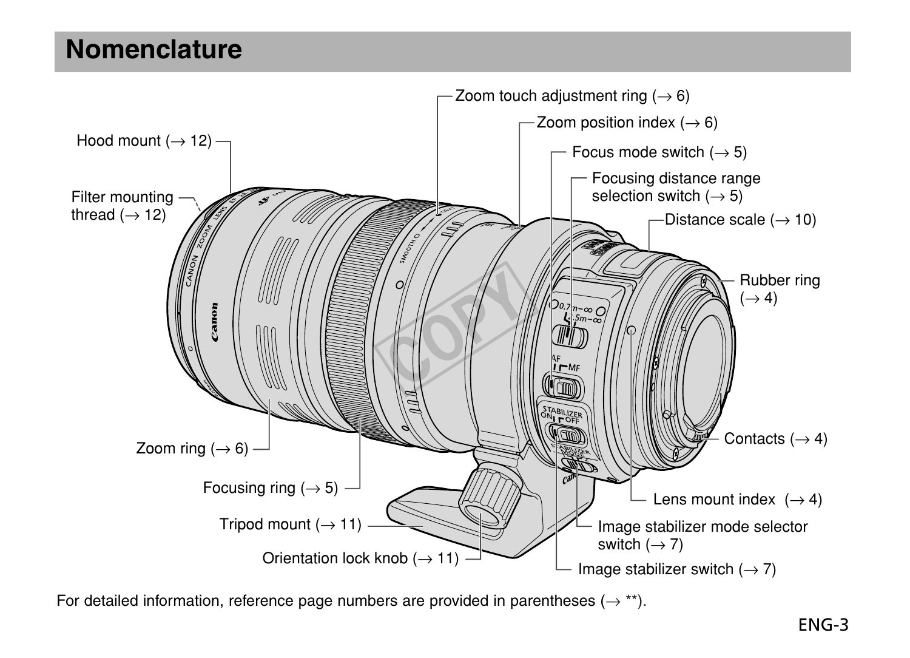# Nomenclature

- Zoom touch adjustment ring (→ 6)
- Zoom position index (→ 6)
- Hood mount (→ 12)
- Focus mode switch (→ 5)
- Focusing distance range selection switch (→ 5)
- Filter mounting thread (→ 12)
- Distance scale (→ 10)
- Rubber ring (→ 4)
- Contacts (→ 4)
- Zoom ring (→ 6)
- Focusing ring (→ 5)
- Lens mount index (→ 4)
- Tripod mount (→ 11)
- Image stabilizer mode selector switch (→ 7)
- Orientation lock knob (→ 11)
- Image stabilizer switch (→ 7)

For detailed information, reference page numbers are provided in parentheses (→ **).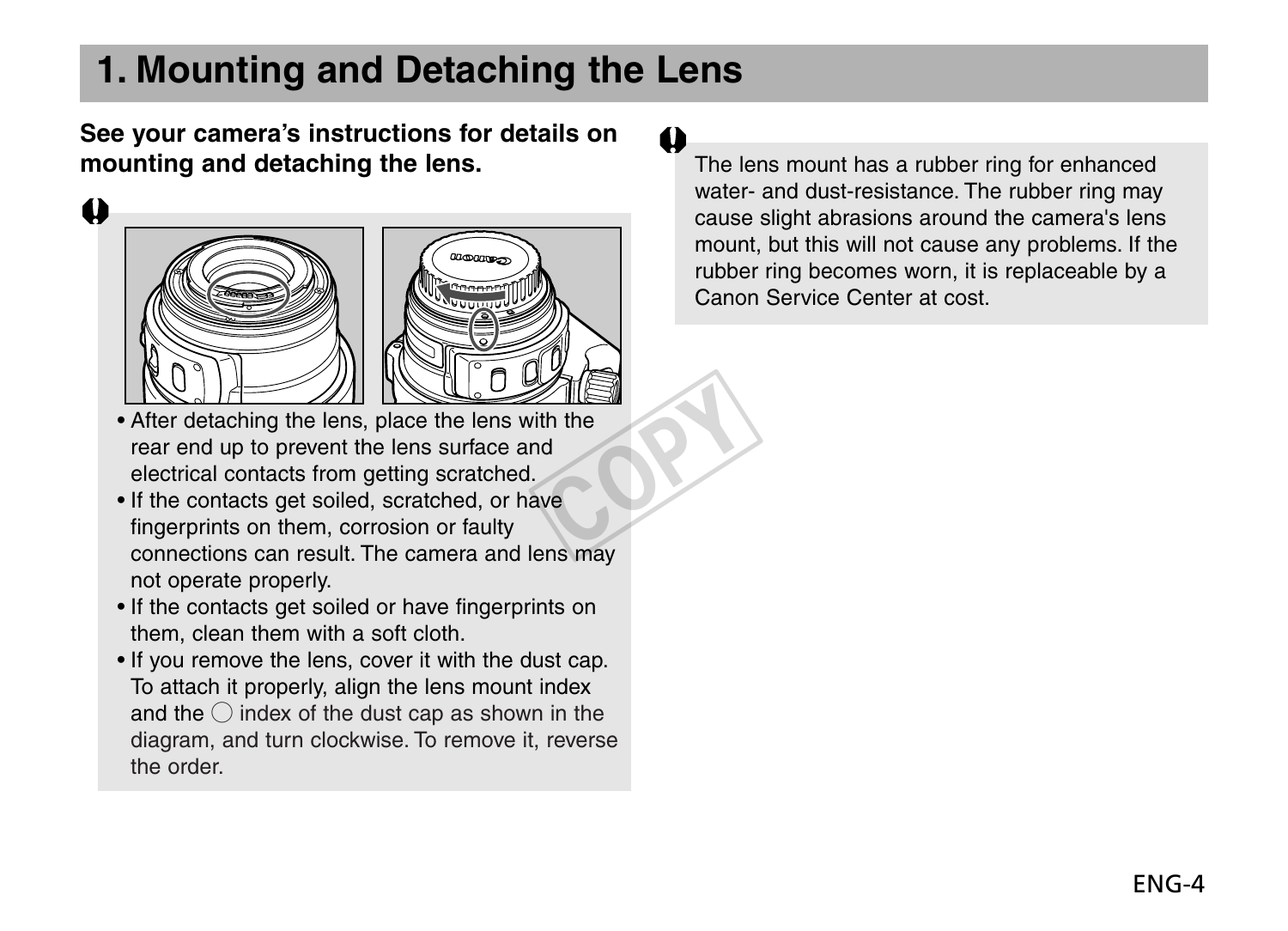# 1. Mounting and Detaching the Lens

**See your camera's instructions for details on mounting and detaching the lens.**

- After detaching the lens, place the lens with the rear end up to prevent the lens surface and electrical contacts from getting scratched.
- If the contacts get soiled, scratched, or have fingerprints on them, corrosion or faulty connections can result. The camera and lens may not operate properly.
- If the contacts get soiled or have fingerprints on them, clean them with a soft cloth.
- If you remove the lens, cover it with the dust cap. To attach it properly, align the lens mount index and the ○ index of the dust cap as shown in the diagram, and turn clockwise. To remove it, reverse the order.

The lens mount has a rubber ring for enhanced water- and dust-resistance. The rubber ring may cause slight abrasions around the camera's lens mount, but this will not cause any problems. If the rubber ring becomes worn, it is replaceable by a Canon Service Center at cost.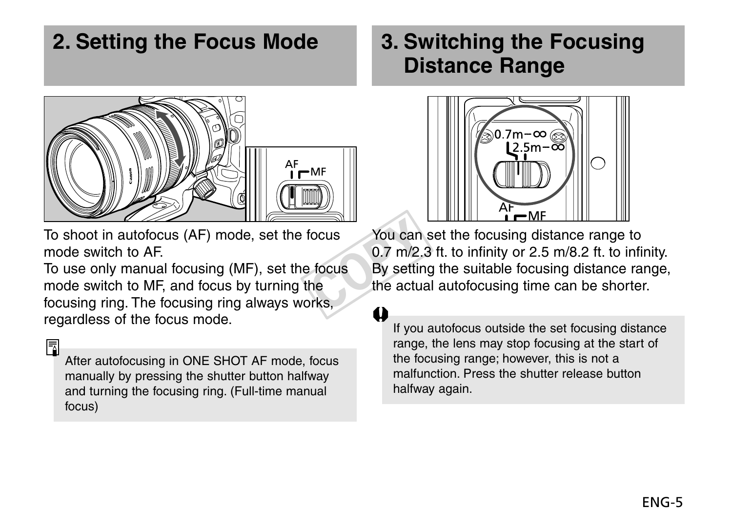## 2. Setting the Focus Mode

To shoot in autofocus (AF) mode, set the focus mode switch to AF.

To use only manual focusing (MF), set the focus mode switch to MF, and focus by turning the focusing ring. The focusing ring always works, regardless of the focus mode.

> After autofocusing in ONE SHOT AF mode, focus manually by pressing the shutter button halfway and turning the focusing ring. (Full-time manual focus)

## 3. Switching the Focusing Distance Range

You can set the focusing distance range to 0.7 m/2.3 ft. to infinity or 2.5 m/8.2 ft. to infinity. By setting the suitable focusing distance range, the actual autofocusing time can be shorter.

> If you autofocus outside the set focusing distance range, the lens may stop focusing at the start of the focusing range; however, this is not a malfunction. Press the shutter release button halfway again.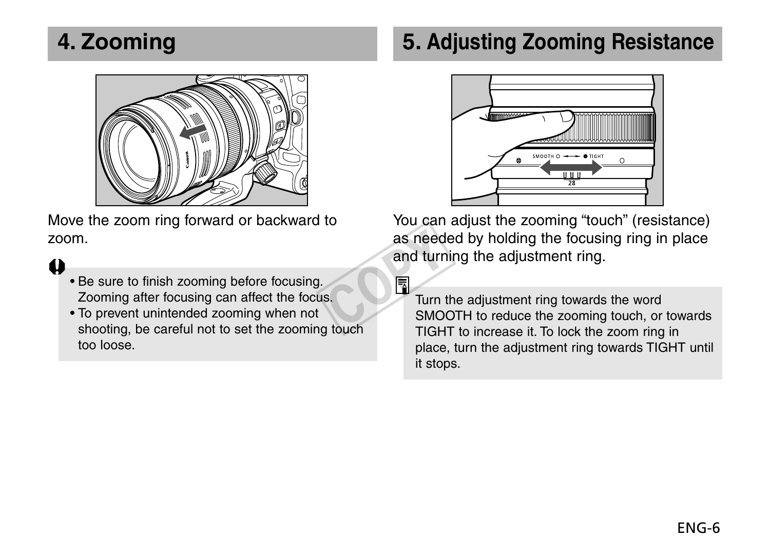## 4. Zooming

Move the zoom ring forward or backward to zoom.

- Be sure to finish zooming before focusing. Zooming after focusing can affect the focus.
- To prevent unintended zooming when not shooting, be careful not to set the zooming touch too loose.

## 5. Adjusting Zooming Resistance

You can adjust the zooming “touch” (resistance) as needed by holding the focusing ring in place and turning the adjustment ring.

Turn the adjustment ring towards the word SMOOTH to reduce the zooming touch, or towards TIGHT to increase it. To lock the zoom ring in place, turn the adjustment ring towards TIGHT until it stops.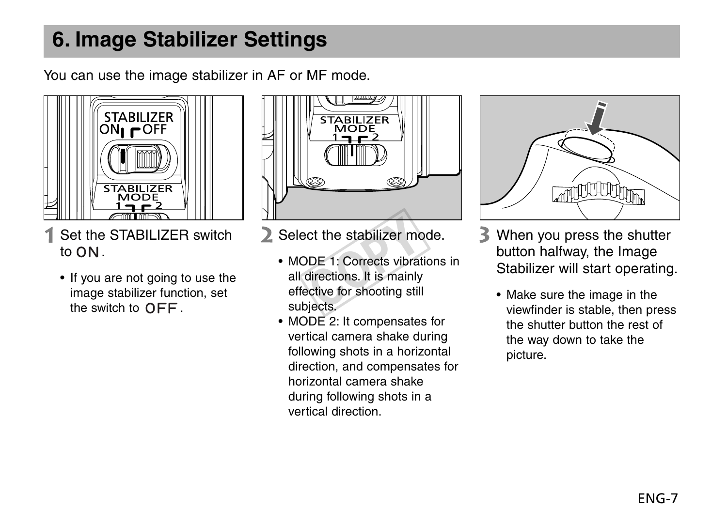# 6. Image Stabilizer Settings

You can use the image stabilizer in AF or MF mode.

**1** Set the STABILIZER switch to ON.

- If you are not going to use the image stabilizer function, set the switch to OFF.

**2** Select the stabilizer mode.

- MODE 1: Corrects vibrations in all directions. It is mainly effective for shooting still subjects.
- MODE 2: It compensates for vertical camera shake during following shots in a horizontal direction, and compensates for horizontal camera shake during following shots in a vertical direction.

**3** When you press the shutter button halfway, the Image Stabilizer will start operating.

- Make sure the image in the viewfinder is stable, then press the shutter button the rest of the way down to take the picture.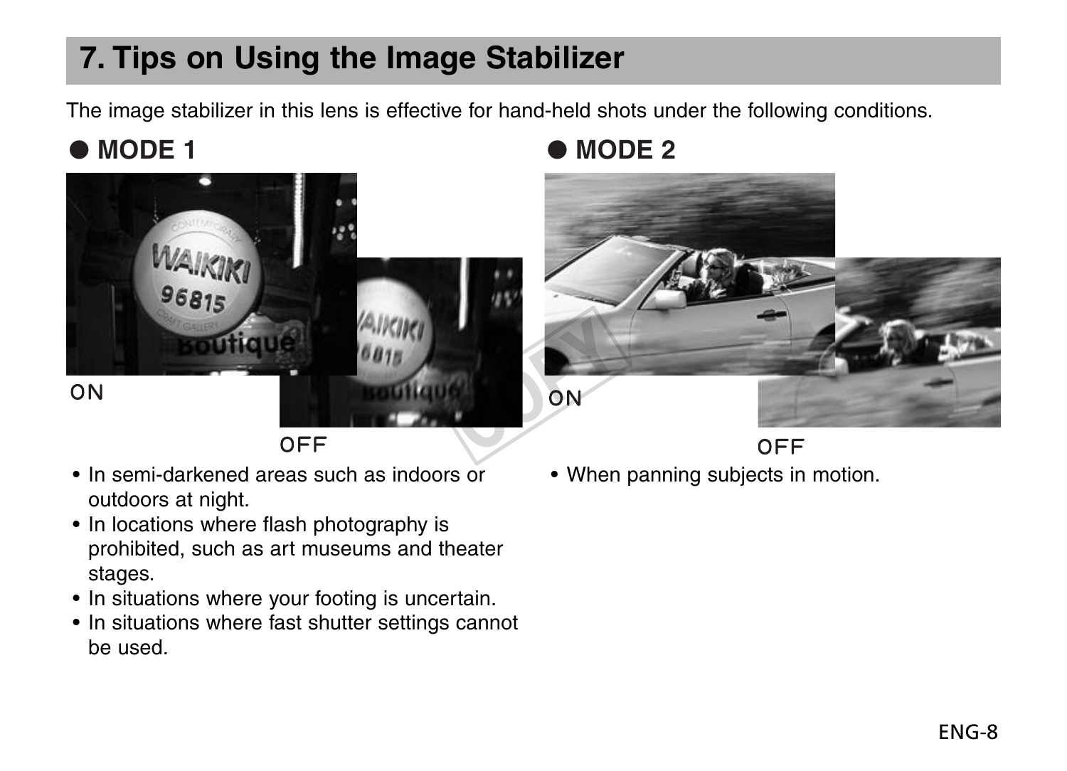## 7. Tips on Using the Image Stabilizer

The image stabilizer in this lens is effective for hand-held shots under the following conditions.

### ● MODE 1

ON

OFF

- In semi-darkened areas such as indoors or outdoors at night.
- In locations where flash photography is prohibited, such as art museums and theater stages.
- In situations where your footing is uncertain.
- In situations where fast shutter settings cannot be used.

### ● MODE 2

ON

OFF

- When panning subjects in motion.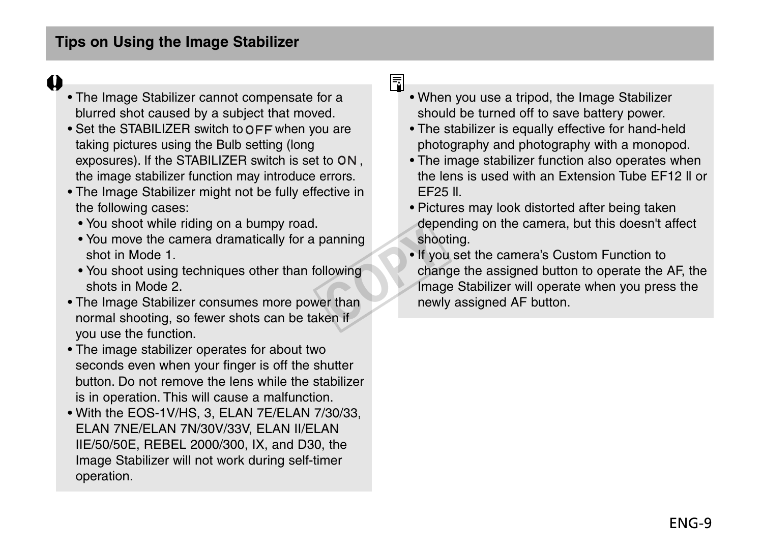## Tips on Using the Image Stabilizer

- The Image Stabilizer cannot compensate for a blurred shot caused by a subject that moved.
- Set the STABILIZER switch to OFF when you are taking pictures using the Bulb setting (long exposures). If the STABILIZER switch is set to ON, the image stabilizer function may introduce errors.
- The Image Stabilizer might not be fully effective in the following cases:
  - You shoot while riding on a bumpy road.
  - You move the camera dramatically for a panning shot in Mode 1.
  - You shoot using techniques other than following shots in Mode 2.
- The Image Stabilizer consumes more power than normal shooting, so fewer shots can be taken if you use the function.
- The image stabilizer operates for about two seconds even when your finger is off the shutter button. Do not remove the lens while the stabilizer is in operation. This will cause a malfunction.
- With the EOS-1V/HS, 3, ELAN 7E/ELAN 7/30/33, ELAN 7NE/ELAN 7N/30V/33V, ELAN II/ELAN IIE/50/50E, REBEL 2000/300, IX, and D30, the Image Stabilizer will not work during self-timer operation.

- When you use a tripod, the Image Stabilizer should be turned off to save battery power.
- The stabilizer is equally effective for hand-held photography and photography with a monopod.
- The image stabilizer function also operates when the lens is used with an Extension Tube EF12 II or EF25 II.
- Pictures may look distorted after being taken depending on the camera, but this doesn't affect shooting.
- If you set the camera's Custom Function to change the assigned button to operate the AF, the Image Stabilizer will operate when you press the newly assigned AF button.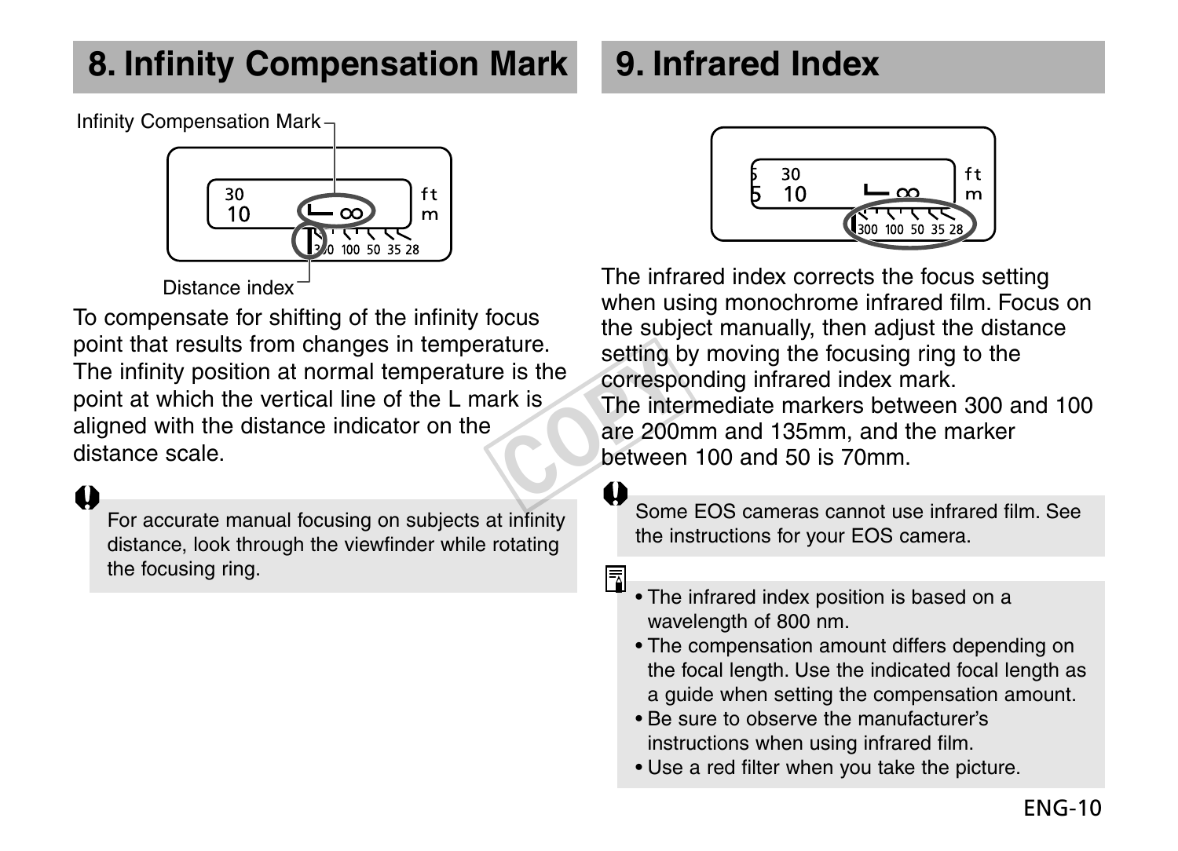## 8. Infinity Compensation Mark

Infinity Compensation Mark

Distance index

To compensate for shifting of the infinity focus point that results from changes in temperature. The infinity position at normal temperature is the point at which the vertical line of the L mark is aligned with the distance indicator on the distance scale.

> For accurate manual focusing on subjects at infinity distance, look through the viewfinder while rotating the focusing ring.

## 9. Infrared Index

The infrared index corrects the focus setting when using monochrome infrared film. Focus on the subject manually, then adjust the distance setting by moving the focusing ring to the corresponding infrared index mark.
The intermediate markers between 300 and 100 are 200mm and 135mm, and the marker between 100 and 50 is 70mm.

> Some EOS cameras cannot use infrared film. See the instructions for your EOS camera.

- The infrared index position is based on a wavelength of 800 nm.
- The compensation amount differs depending on the focal length. Use the indicated focal length as a guide when setting the compensation amount.
- Be sure to observe the manufacturer's instructions when using infrared film.
- Use a red filter when you take the picture.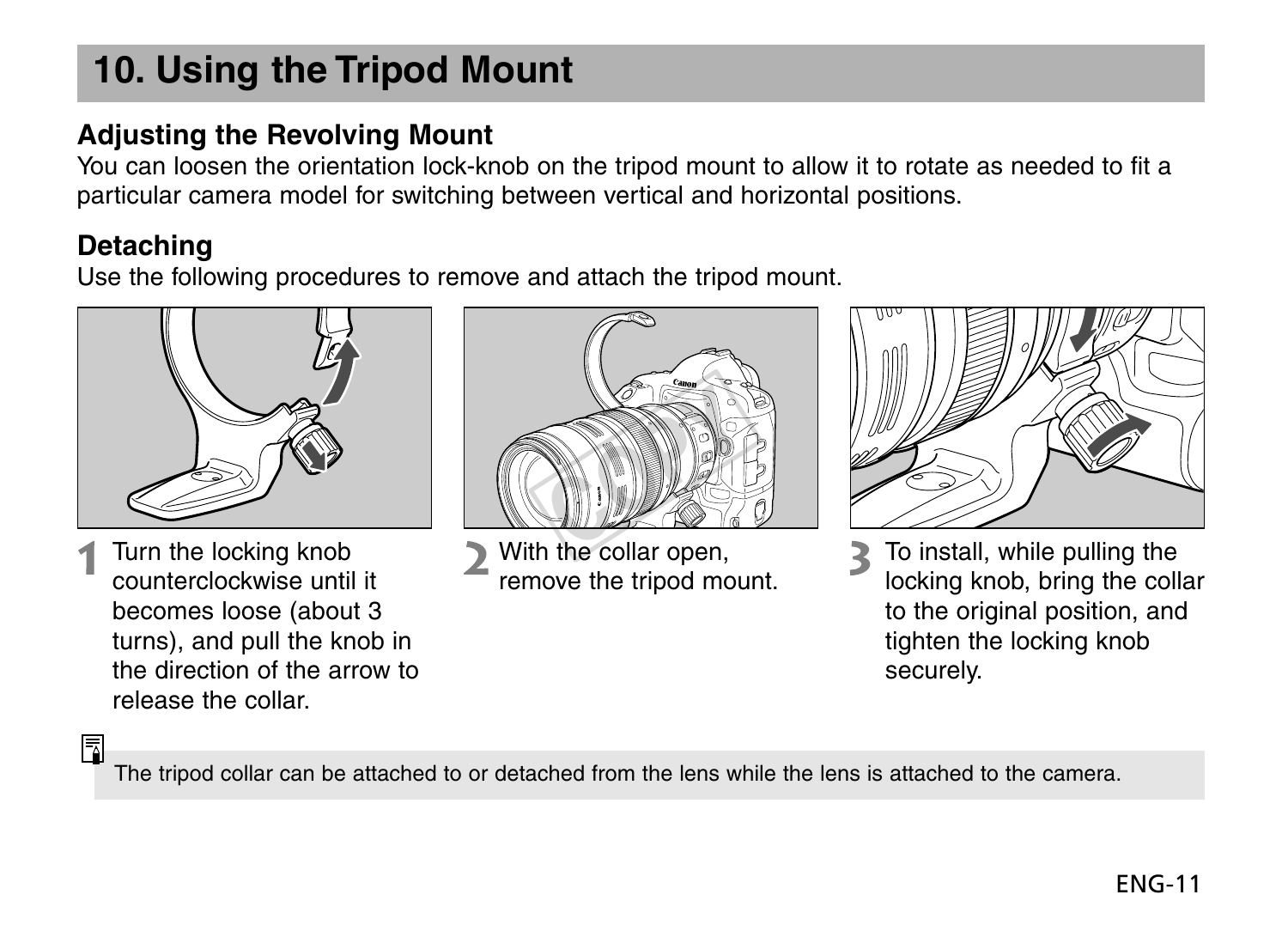# 10. Using the Tripod Mount

## Adjusting the Revolving Mount

You can loosen the orientation lock-knob on the tripod mount to allow it to rotate as needed to fit a particular camera model for switching between vertical and horizontal positions.

## Detaching

Use the following procedures to remove and attach the tripod mount.

1. Turn the locking knob counterclockwise until it becomes loose (about 3 turns), and pull the knob in the direction of the arrow to release the collar.
2. With the collar open, remove the tripod mount.
3. To install, while pulling the locking knob, bring the collar to the original position, and tighten the locking knob securely.

The tripod collar can be attached to or detached from the lens while the lens is attached to the camera.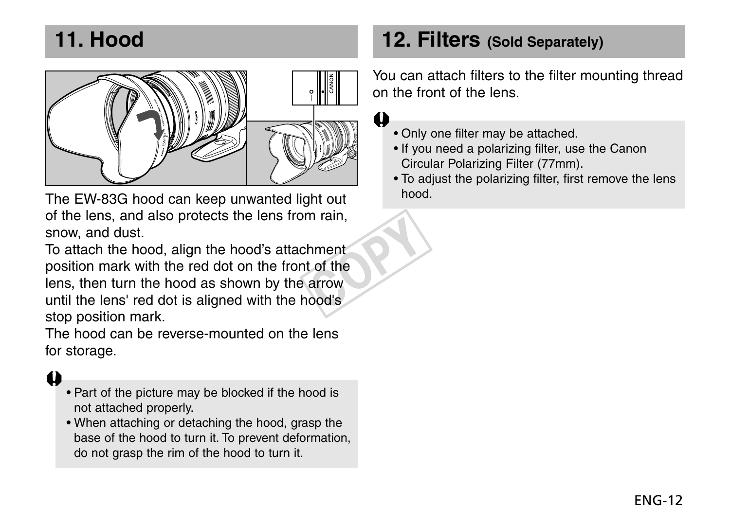## 11. Hood

The EW-83G hood can keep unwanted light out of the lens, and also protects the lens from rain, snow, and dust.

To attach the hood, align the hood's attachment position mark with the red dot on the front of the lens, then turn the hood as shown by the arrow until the lens' red dot is aligned with the hood's stop position mark.

The hood can be reverse-mounted on the lens for storage.

- Part of the picture may be blocked if the hood is not attached properly.
- When attaching or detaching the hood, grasp the base of the hood to turn it. To prevent deformation, do not grasp the rim of the hood to turn it.

## 12. Filters (Sold Separately)

You can attach filters to the filter mounting thread on the front of the lens.

- Only one filter may be attached.
- If you need a polarizing filter, use the Canon Circular Polarizing Filter (77mm).
- To adjust the polarizing filter, first remove the lens hood.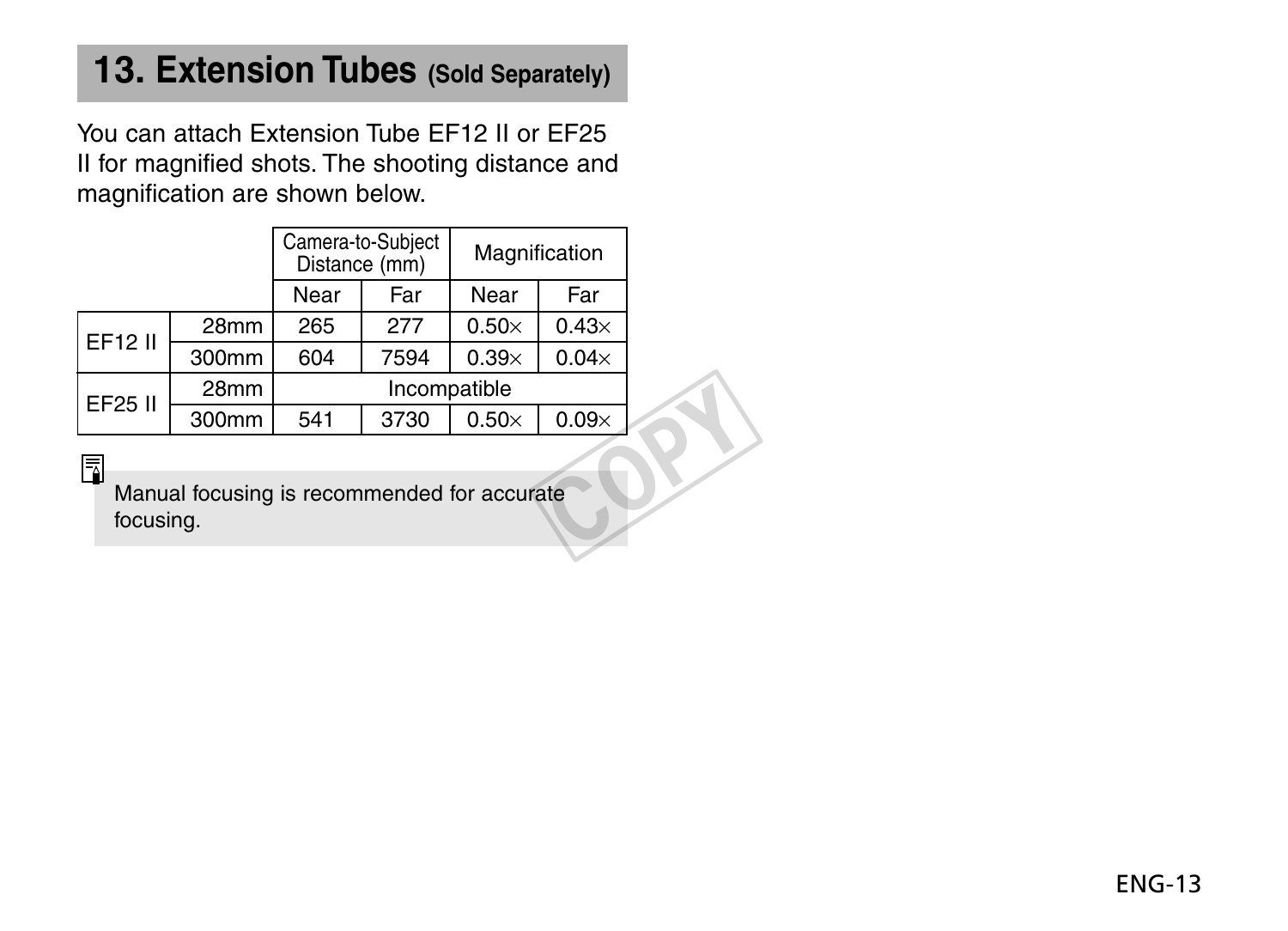## 13. Extension Tubes (Sold Separately)

You can attach Extension Tube EF12 II or EF25 II for magnified shots. The shooting distance and magnification are shown below.

| | | Camera-to-Subject Distance (mm) | | Magnification | |
|---|---|---|---|---|---|
| | | Near | Far | Near | Far |
| EF12 II | 28mm | 265 | 277 | 0.50× | 0.43× |
| | 300mm | 604 | 7594 | 0.39× | 0.04× |
| EF25 II | 28mm | Incompatible | | | |
| | 300mm | 541 | 3730 | 0.50× | 0.09× |

Manual focusing is recommended for accurate focusing.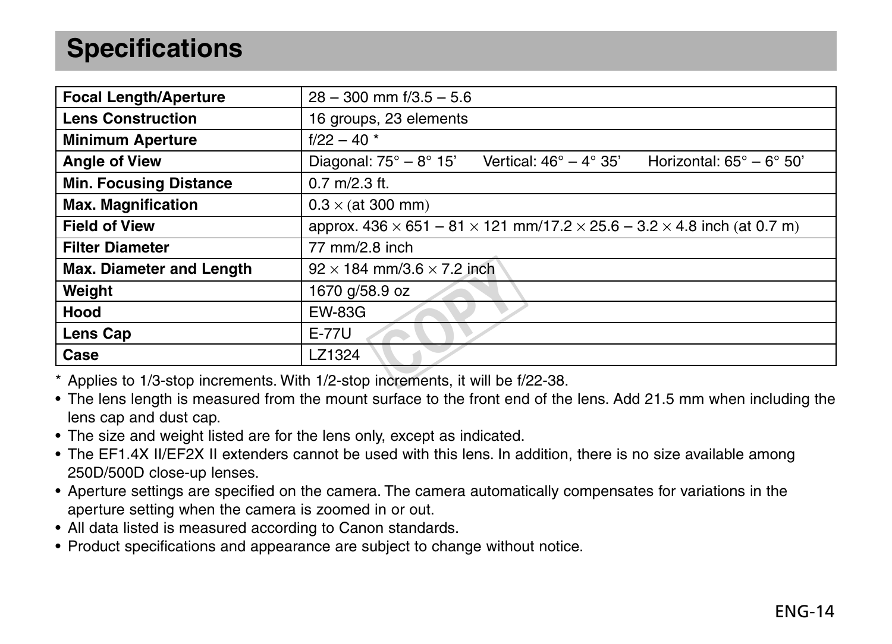# Specifications

| Focal Length/Aperture | 28 – 300 mm f/3.5 – 5.6 |
|---|---|
| Lens Construction | 16 groups, 23 elements |
| Minimum Aperture | f/22 – 40 * |
| Angle of View | Diagonal: 75° – 8° 15’ Vertical: 46° – 4° 35’ Horizontal: 65° – 6° 50’ |
| Min. Focusing Distance | 0.7 m/2.3 ft. |
| Max. Magnification | 0.3 × (at 300 mm) |
| Field of View | approx. 436 × 651 – 81 × 121 mm/17.2 × 25.6 – 3.2 × 4.8 inch (at 0.7 m) |
| Filter Diameter | 77 mm/2.8 inch |
| Max. Diameter and Length | 92 × 184 mm/3.6 × 7.2 inch |
| Weight | 1670 g/58.9 oz |
| Hood | EW-83G |
| Lens Cap | E-77U |
| Case | LZ1324 |

\* Applies to 1/3-stop increments. With 1/2-stop increments, it will be f/22-38.

- The lens length is measured from the mount surface to the front end of the lens. Add 21.5 mm when including the lens cap and dust cap.
- The size and weight listed are for the lens only, except as indicated.
- The EF1.4X II/EF2X II extenders cannot be used with this lens. In addition, there is no size available among 250D/500D close-up lenses.
- Aperture settings are specified on the camera. The camera automatically compensates for variations in the aperture setting when the camera is zoomed in or out.
- All data listed is measured according to Canon standards.
- Product specifications and appearance are subject to change without notice.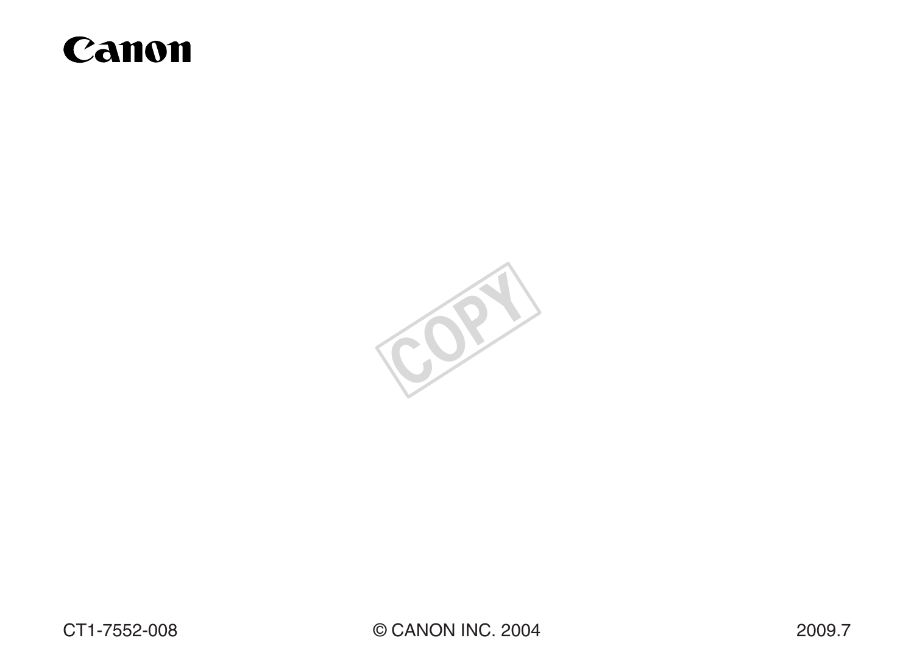Canon

COPY

CT1-7552-008

© CANON INC. 2004

2009.7